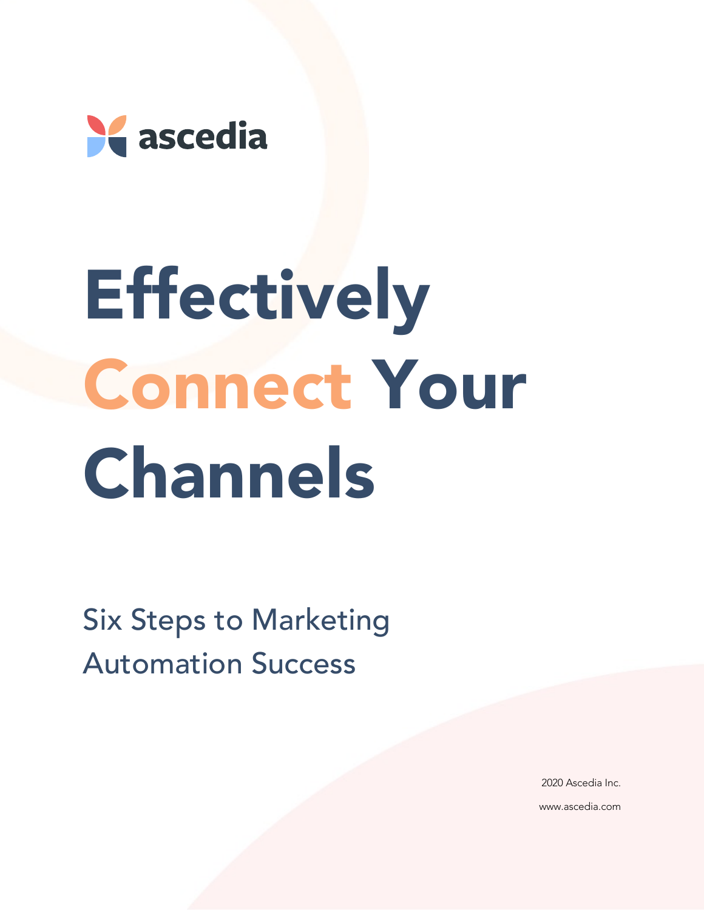ascedia

# Effectively Connect Your Channels

## Six Steps to Marketing Automation Success

2020 Ascedia Inc.

www.ascedia.com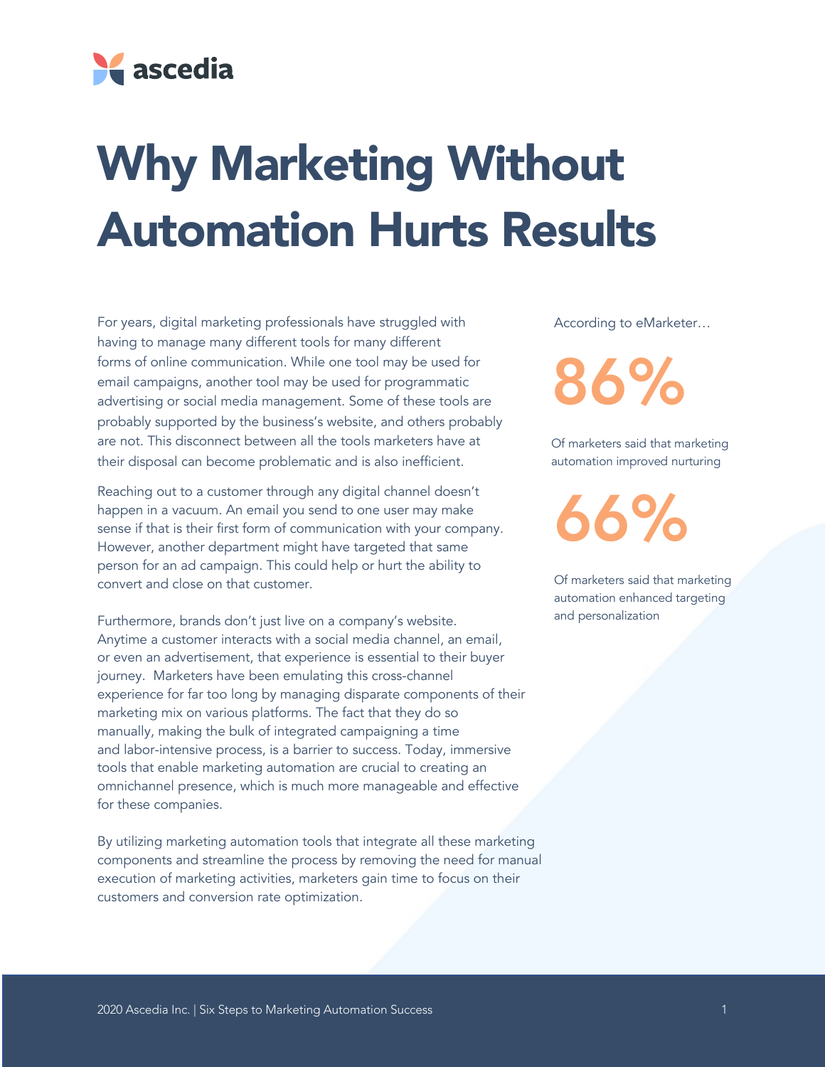# Why Marketing Without Automation Hurts Results

For years, digital marketing professionals have struggled with having to manage many different tools for many different forms of online communication. While one tool may be used for email campaigns, another tool may be used for programmatic advertising or social media management. Some of these tools are probably supported by the business's website, and others probably are not. This disconnect between all the tools marketers have at their disposal can become problematic and is also inefficient.

Reaching out to a customer through any digital channel doesn't happen in a vacuum. An email you send to one user may make sense if that is their first form of communication with your company. However, another department might have targeted that same person for an ad campaign. This could help or hurt the ability to convert and close on that customer.

Furthermore, brands don't just live on a company's website. Anytime a customer interacts with a social media channel, an email, or even an advertisement, that experience is essential to their buyer journey. Marketers have been emulating this cross-channel experience for far too long by managing disparate components of their marketing mix on various platforms. The fact that they do so manually, making the bulk of integrated campaigning a time and labor-intensive process, is a barrier to success. Today, immersive tools that enable marketing automation are crucial to creating an omnichannel presence, which is much more manageable and effective for these companies.

By utilizing marketing automation tools that integrate all these marketing components and streamline the process by removing the need for manual execution of marketing activities, marketers gain time to focus on their customers and conversion rate optimization.

According to eMarketer…

**86%**

Of marketers said that marketing automation improved nurturing

**66%**

Of marketers said that marketing automation enhanced targeting and personalization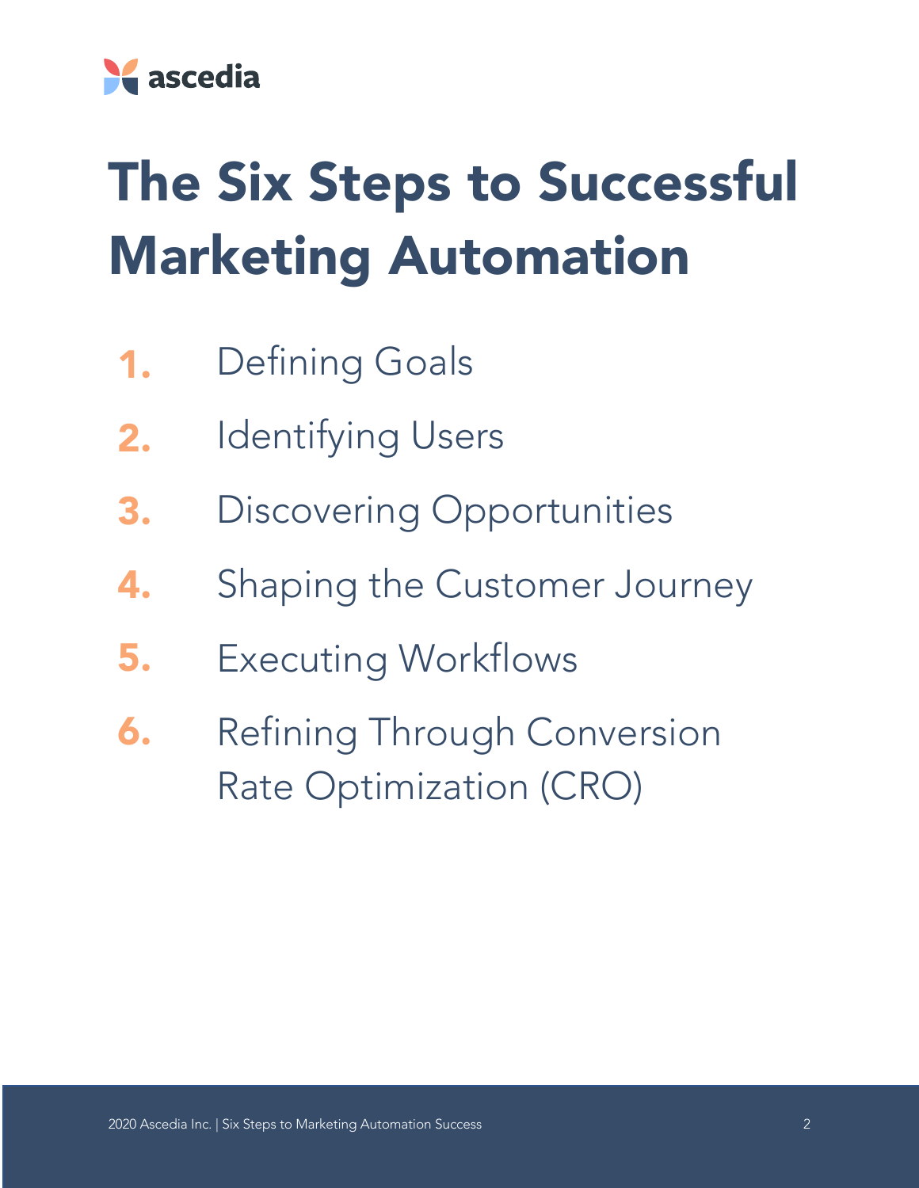# The Six Steps to Successful Marketing Automation

1. Defining Goals
2. Identifying Users
3. Discovering Opportunities
4. Shaping the Customer Journey
5. Executing Workflows
6. Refining Through Conversion Rate Optimization (CRO)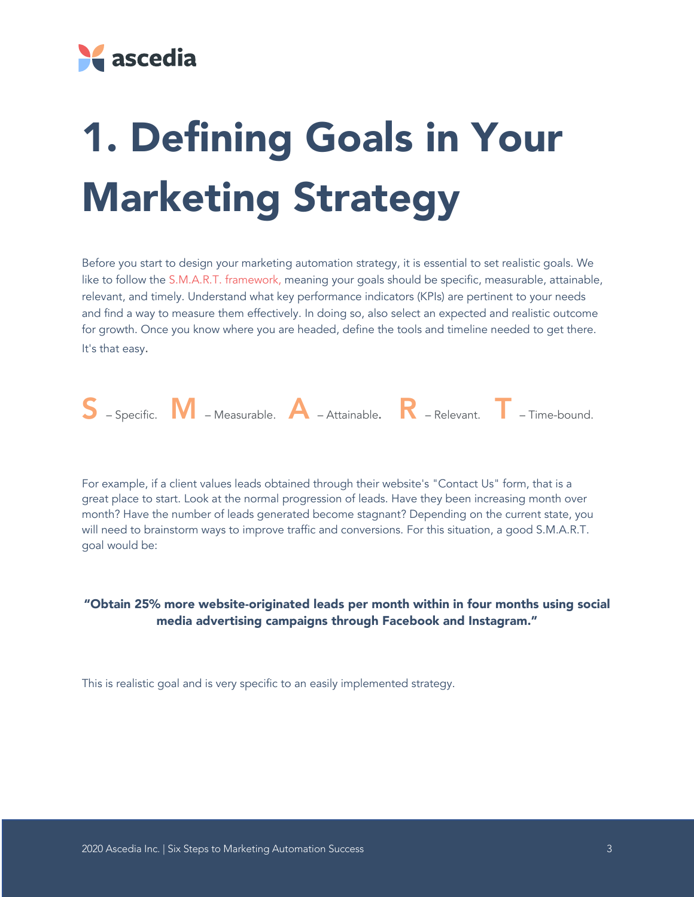# 1. Defining Goals in Your Marketing Strategy

Before you start to design your marketing automation strategy, it is essential to set realistic goals. We like to follow the S.M.A.R.T. framework, meaning your goals should be specific, measurable, attainable, relevant, and timely. Understand what key performance indicators (KPIs) are pertinent to your needs and find a way to measure them effectively. In doing so, also select an expected and realistic outcome for growth. Once you know where you are headed, define the tools and timeline needed to get there. It's that easy.

**S** – Specific. **M** – Measurable. **A** – Attainable. **R** – Relevant. **T** – Time-bound.

For example, if a client values leads obtained through their website's "Contact Us" form, that is a great place to start. Look at the normal progression of leads. Have they been increasing month over month? Have the number of leads generated become stagnant? Depending on the current state, you will need to brainstorm ways to improve traffic and conversions. For this situation, a good S.M.A.R.T. goal would be:

**"Obtain 25% more website-originated leads per month within in four months using social media advertising campaigns through Facebook and Instagram."**

This is realistic goal and is very specific to an easily implemented strategy.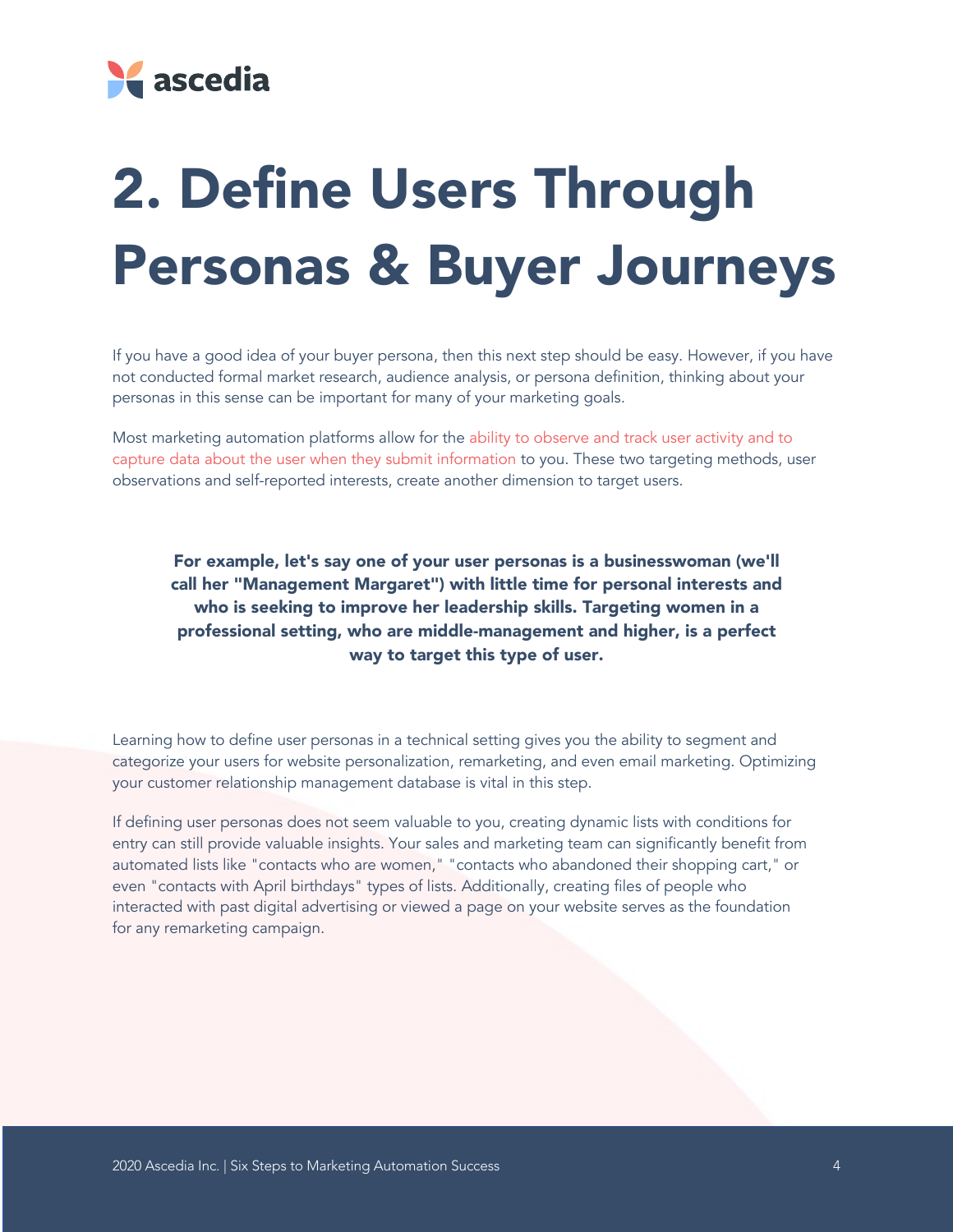# 2. Define Users Through Personas & Buyer Journeys

If you have a good idea of your buyer persona, then this next step should be easy. However, if you have not conducted formal market research, audience analysis, or persona definition, thinking about your personas in this sense can be important for many of your marketing goals.

Most marketing automation platforms allow for the ability to observe and track user activity and to capture data about the user when they submit information to you. These two targeting methods, user observations and self-reported interests, create another dimension to target users.

**For example, let's say one of your user personas is a businesswoman (we'll call her "Management Margaret") with little time for personal interests and who is seeking to improve her leadership skills. Targeting women in a professional setting, who are middle-management and higher, is a perfect way to target this type of user.**

Learning how to define user personas in a technical setting gives you the ability to segment and categorize your users for website personalization, remarketing, and even email marketing. Optimizing your customer relationship management database is vital in this step.

If defining user personas does not seem valuable to you, creating dynamic lists with conditions for entry can still provide valuable insights. Your sales and marketing team can significantly benefit from automated lists like "contacts who are women," "contacts who abandoned their shopping cart," or even "contacts with April birthdays" types of lists. Additionally, creating files of people who interacted with past digital advertising or viewed a page on your website serves as the foundation for any remarketing campaign.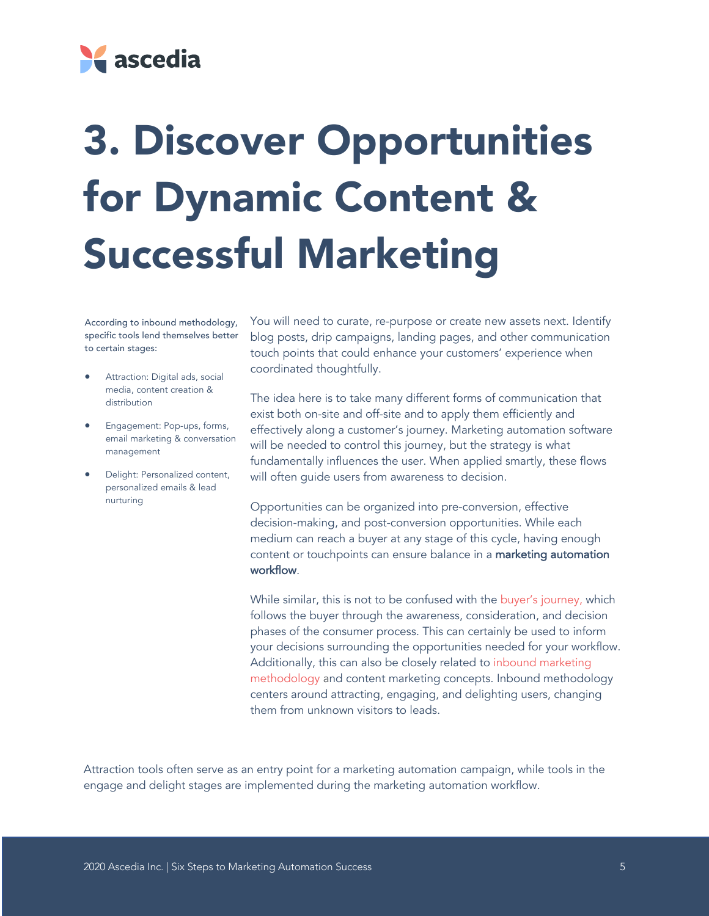# 3. Discover Opportunities for Dynamic Content & Successful Marketing

According to inbound methodology, specific tools lend themselves better to certain stages:

- Attraction: Digital ads, social media, content creation & distribution
- Engagement: Pop-ups, forms, email marketing & conversation management
- Delight: Personalized content, personalized emails & lead nurturing

You will need to curate, re-purpose or create new assets next. Identify blog posts, drip campaigns, landing pages, and other communication touch points that could enhance your customers' experience when coordinated thoughtfully.

The idea here is to take many different forms of communication that exist both on-site and off-site and to apply them efficiently and effectively along a customer's journey. Marketing automation software will be needed to control this journey, but the strategy is what fundamentally influences the user. When applied smartly, these flows will often guide users from awareness to decision.

Opportunities can be organized into pre-conversion, effective decision-making, and post-conversion opportunities. While each medium can reach a buyer at any stage of this cycle, having enough content or touchpoints can ensure balance in a **marketing automation workflow**.

While similar, this is not to be confused with the buyer's journey, which follows the buyer through the awareness, consideration, and decision phases of the consumer process. This can certainly be used to inform your decisions surrounding the opportunities needed for your workflow. Additionally, this can also be closely related to inbound marketing methodology and content marketing concepts. Inbound methodology centers around attracting, engaging, and delighting users, changing them from unknown visitors to leads.

Attraction tools often serve as an entry point for a marketing automation campaign, while tools in the engage and delight stages are implemented during the marketing automation workflow.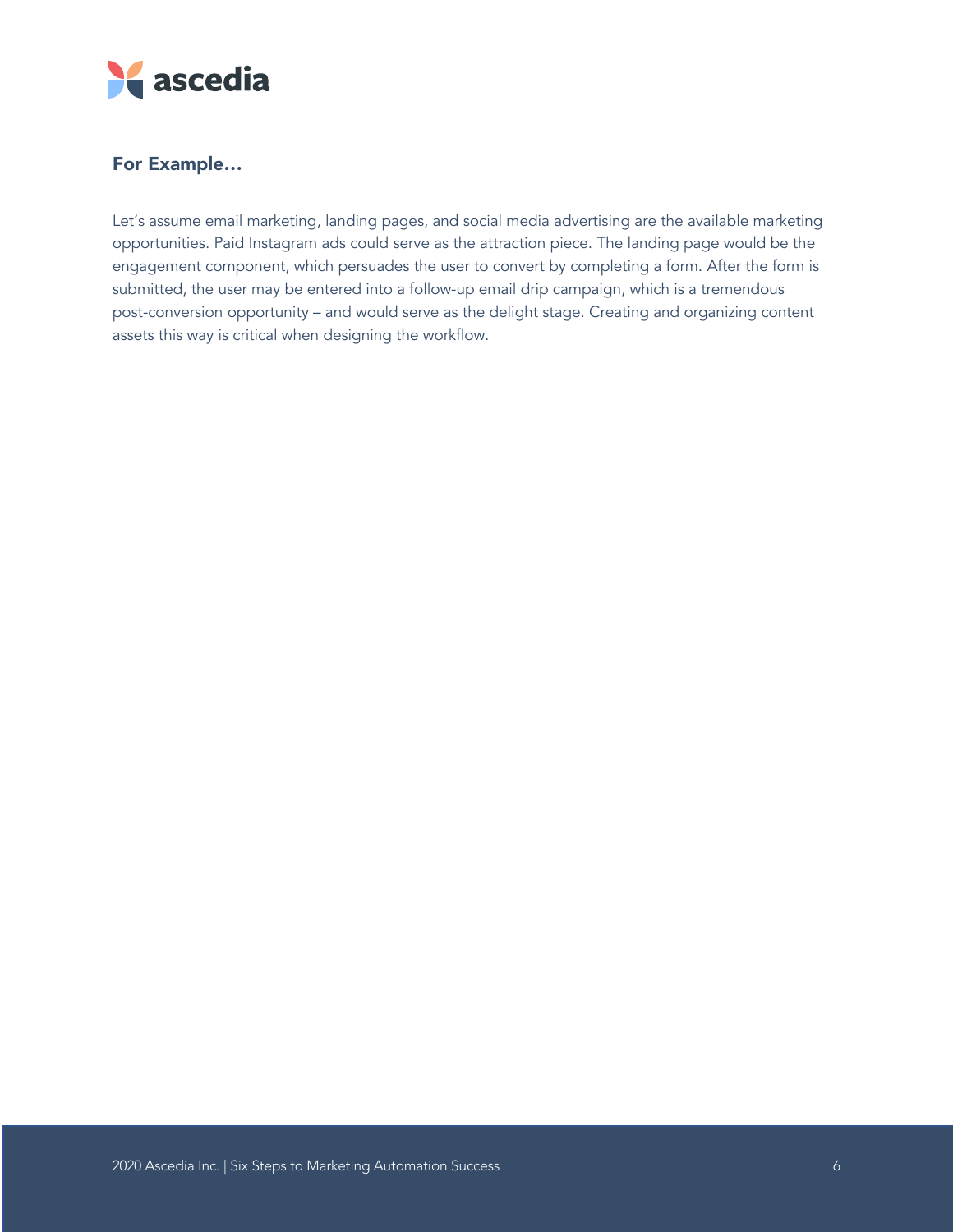### For Example…

Let's assume email marketing, landing pages, and social media advertising are the available marketing opportunities. Paid Instagram ads could serve as the attraction piece. The landing page would be the engagement component, which persuades the user to convert by completing a form. After the form is submitted, the user may be entered into a follow-up email drip campaign, which is a tremendous post-conversion opportunity – and would serve as the delight stage. Creating and organizing content assets this way is critical when designing the workflow.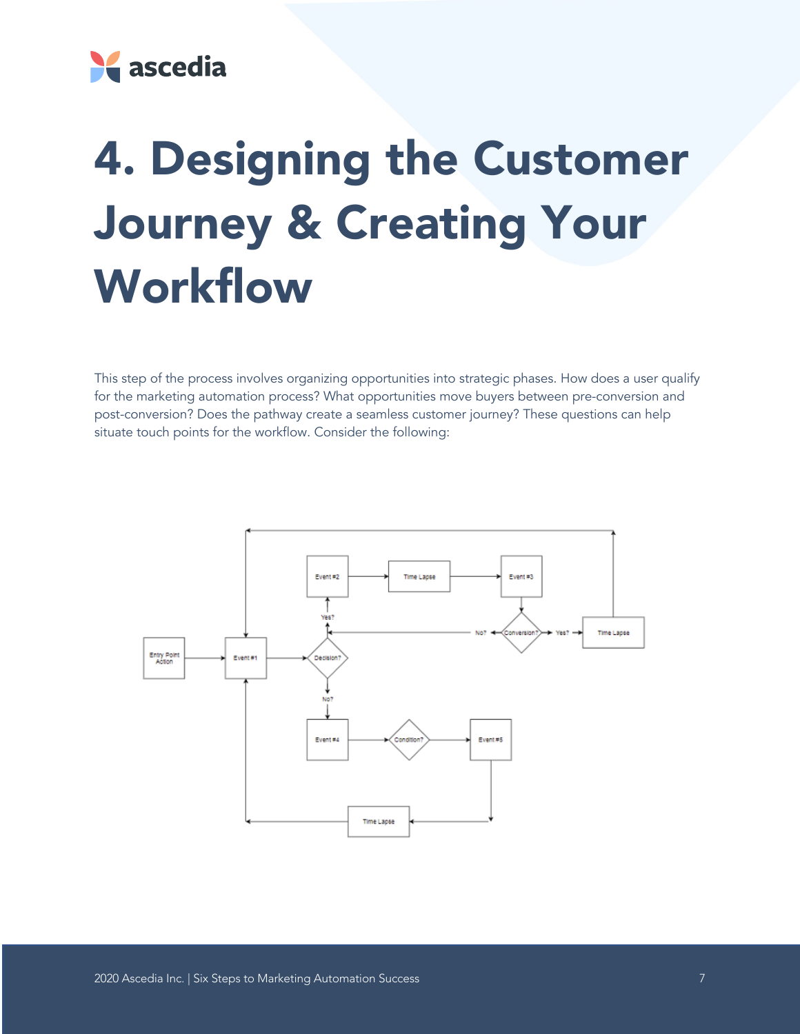# 4. Designing the Customer Journey & Creating Your Workflow

This step of the process involves organizing opportunities into strategic phases. How does a user qualify for the marketing automation process? What opportunities move buyers between pre-conversion and post-conversion? Does the pathway create a seamless customer journey? These questions can help situate touch points for the workflow. Consider the following: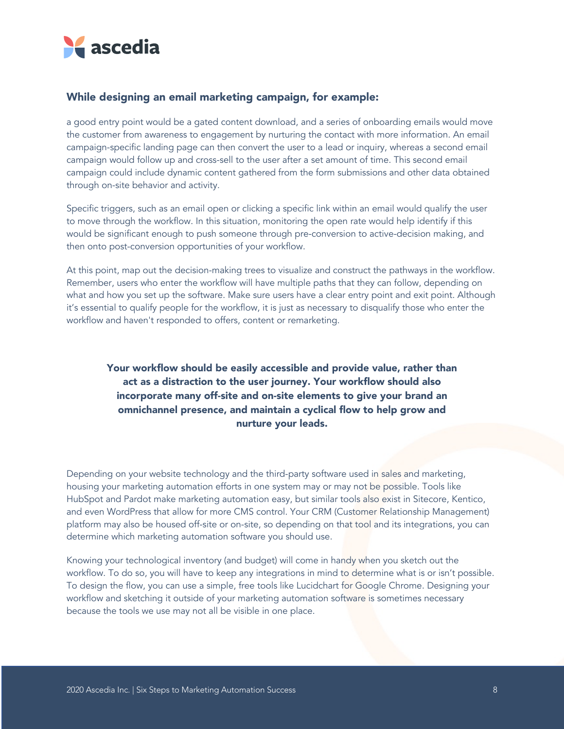### While designing an email marketing campaign, for example:

a good entry point would be a gated content download, and a series of onboarding emails would move the customer from awareness to engagement by nurturing the contact with more information. An email campaign-specific landing page can then convert the user to a lead or inquiry, whereas a second email campaign would follow up and cross-sell to the user after a set amount of time. This second email campaign could include dynamic content gathered from the form submissions and other data obtained through on-site behavior and activity.

Specific triggers, such as an email open or clicking a specific link within an email would qualify the user to move through the workflow. In this situation, monitoring the open rate would help identify if this would be significant enough to push someone through pre-conversion to active-decision making, and then onto post-conversion opportunities of your workflow.

At this point, map out the decision-making trees to visualize and construct the pathways in the workflow. Remember, users who enter the workflow will have multiple paths that they can follow, depending on what and how you set up the software. Make sure users have a clear entry point and exit point. Although it's essential to qualify people for the workflow, it is just as necessary to disqualify those who enter the workflow and haven't responded to offers, content or remarketing.

**Your workflow should be easily accessible and provide value, rather than act as a distraction to the user journey. Your workflow should also incorporate many off-site and on-site elements to give your brand an omnichannel presence, and maintain a cyclical flow to help grow and nurture your leads.**

Depending on your website technology and the third-party software used in sales and marketing, housing your marketing automation efforts in one system may or may not be possible. Tools like HubSpot and Pardot make marketing automation easy, but similar tools also exist in Sitecore, Kentico, and even WordPress that allow for more CMS control. Your CRM (Customer Relationship Management) platform may also be housed off-site or on-site, so depending on that tool and its integrations, you can determine which marketing automation software you should use.

Knowing your technological inventory (and budget) will come in handy when you sketch out the workflow. To do so, you will have to keep any integrations in mind to determine what is or isn't possible. To design the flow, you can use a simple, free tools like Lucidchart for Google Chrome. Designing your workflow and sketching it outside of your marketing automation software is sometimes necessary because the tools we use may not all be visible in one place.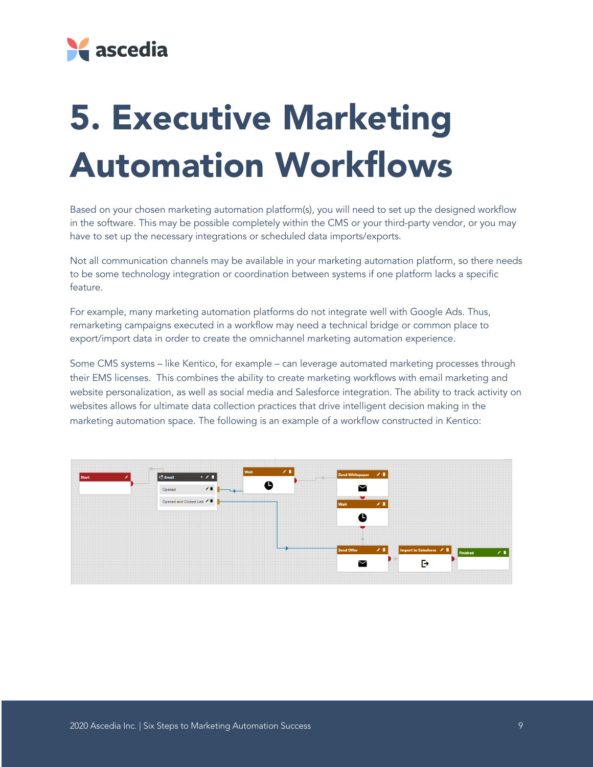# 5. Executive Marketing Automation Workflows

Based on your chosen marketing automation platform(s), you will need to set up the designed workflow in the software. This may be possible completely within the CMS or your third-party vendor, or you may have to set up the necessary integrations or scheduled data imports/exports.

Not all communication channels may be available in your marketing automation platform, so there needs to be some technology integration or coordination between systems if one platform lacks a specific feature.

For example, many marketing automation platforms do not integrate well with Google Ads. Thus, remarketing campaigns executed in a workflow may need a technical bridge or common place to export/import data in order to create the omnichannel marketing automation experience.

Some CMS systems – like Kentico, for example – can leverage automated marketing processes through their EMS licenses. This combines the ability to create marketing workflows with email marketing and website personalization, as well as social media and Salesforce integration. The ability to track activity on websites allows for ultimate data collection practices that drive intelligent decision making in the marketing automation space. The following is an example of a workflow constructed in Kentico: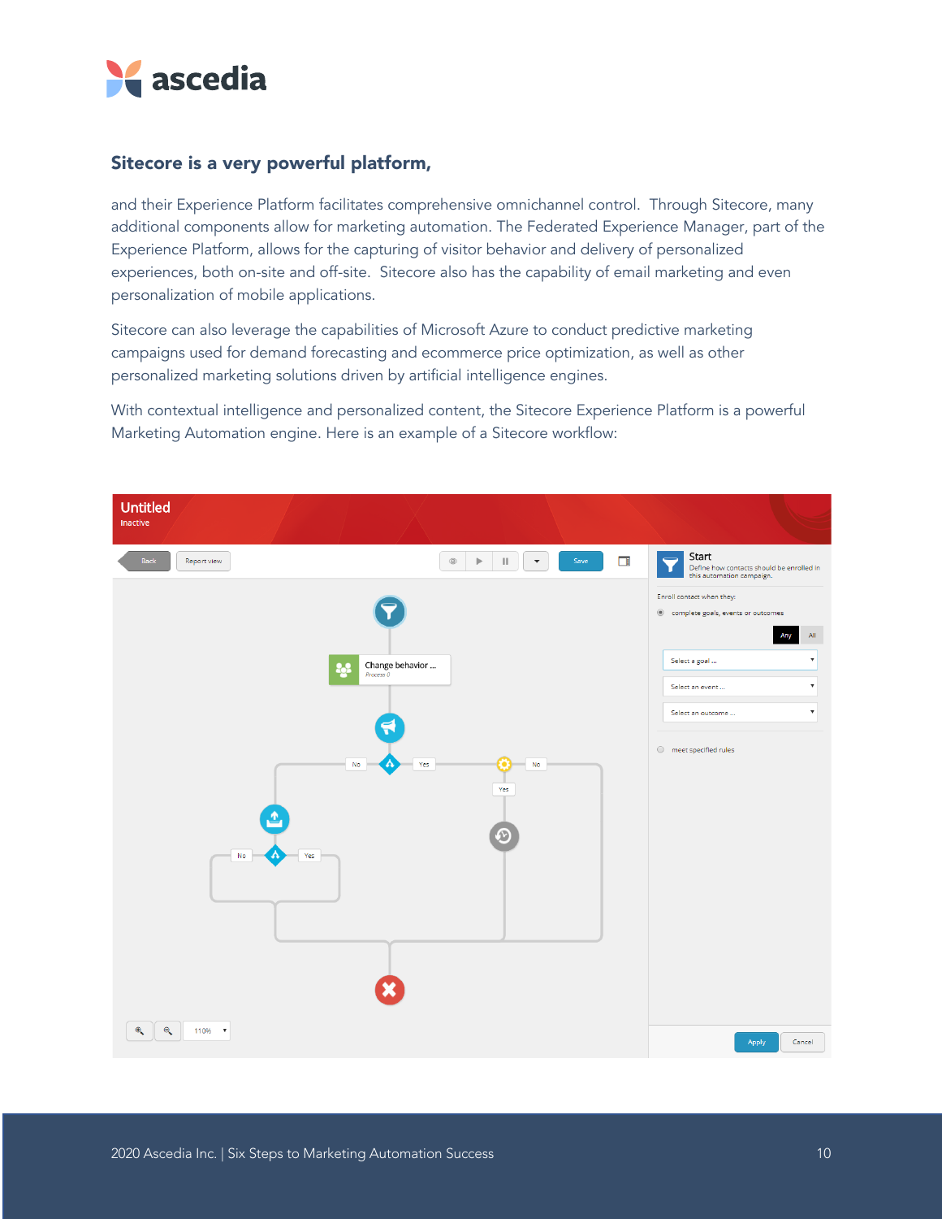## Sitecore is a very powerful platform,

and their Experience Platform facilitates comprehensive omnichannel control. Through Sitecore, many additional components allow for marketing automation. The Federated Experience Manager, part of the Experience Platform, allows for the capturing of visitor behavior and delivery of personalized experiences, both on-site and off-site. Sitecore also has the capability of email marketing and even personalization of mobile applications.

Sitecore can also leverage the capabilities of Microsoft Azure to conduct predictive marketing campaigns used for demand forecasting and ecommerce price optimization, as well as other personalized marketing solutions driven by artificial intelligence engines.

With contextual intelligence and personalized content, the Sitecore Experience Platform is a powerful Marketing Automation engine. Here is an example of a Sitecore workflow: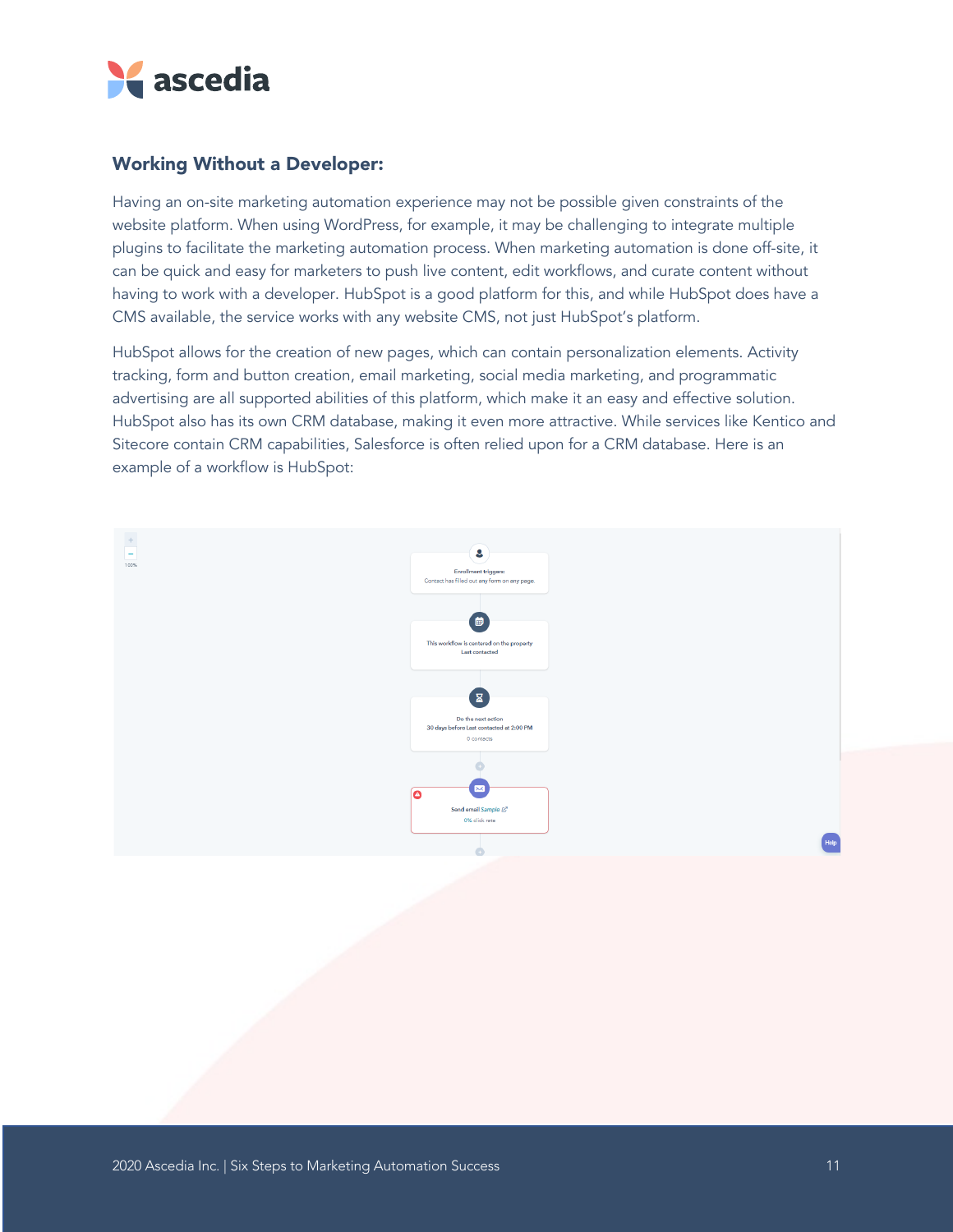## Working Without a Developer:

Having an on-site marketing automation experience may not be possible given constraints of the website platform. When using WordPress, for example, it may be challenging to integrate multiple plugins to facilitate the marketing automation process. When marketing automation is done off-site, it can be quick and easy for marketers to push live content, edit workflows, and curate content without having to work with a developer. HubSpot is a good platform for this, and while HubSpot does have a CMS available, the service works with any website CMS, not just HubSpot's platform.

HubSpot allows for the creation of new pages, which can contain personalization elements. Activity tracking, form and button creation, email marketing, social media marketing, and programmatic advertising are all supported abilities of this platform, which make it an easy and effective solution. HubSpot also has its own CRM database, making it even more attractive. While services like Kentico and Sitecore contain CRM capabilities, Salesforce is often relied upon for a CRM database. Here is an example of a workflow is HubSpot: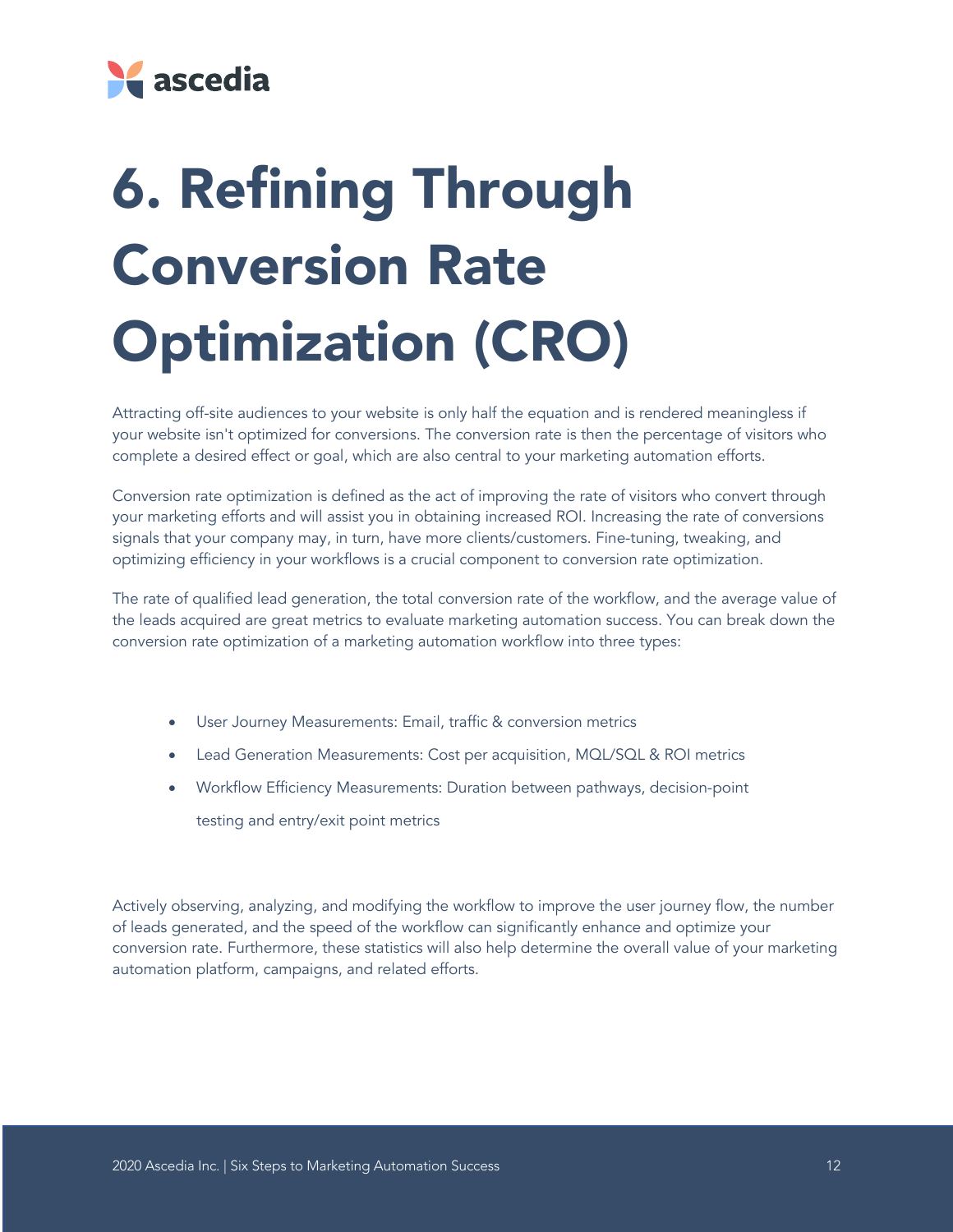# 6. Refining Through Conversion Rate Optimization (CRO)

Attracting off-site audiences to your website is only half the equation and is rendered meaningless if your website isn't optimized for conversions. The conversion rate is then the percentage of visitors who complete a desired effect or goal, which are also central to your marketing automation efforts.

Conversion rate optimization is defined as the act of improving the rate of visitors who convert through your marketing efforts and will assist you in obtaining increased ROI. Increasing the rate of conversions signals that your company may, in turn, have more clients/customers. Fine-tuning, tweaking, and optimizing efficiency in your workflows is a crucial component to conversion rate optimization.

The rate of qualified lead generation, the total conversion rate of the workflow, and the average value of the leads acquired are great metrics to evaluate marketing automation success. You can break down the conversion rate optimization of a marketing automation workflow into three types:

- User Journey Measurements: Email, traffic & conversion metrics
- Lead Generation Measurements: Cost per acquisition, MQL/SQL & ROI metrics
- Workflow Efficiency Measurements: Duration between pathways, decision-point testing and entry/exit point metrics

Actively observing, analyzing, and modifying the workflow to improve the user journey flow, the number of leads generated, and the speed of the workflow can significantly enhance and optimize your conversion rate. Furthermore, these statistics will also help determine the overall value of your marketing automation platform, campaigns, and related efforts.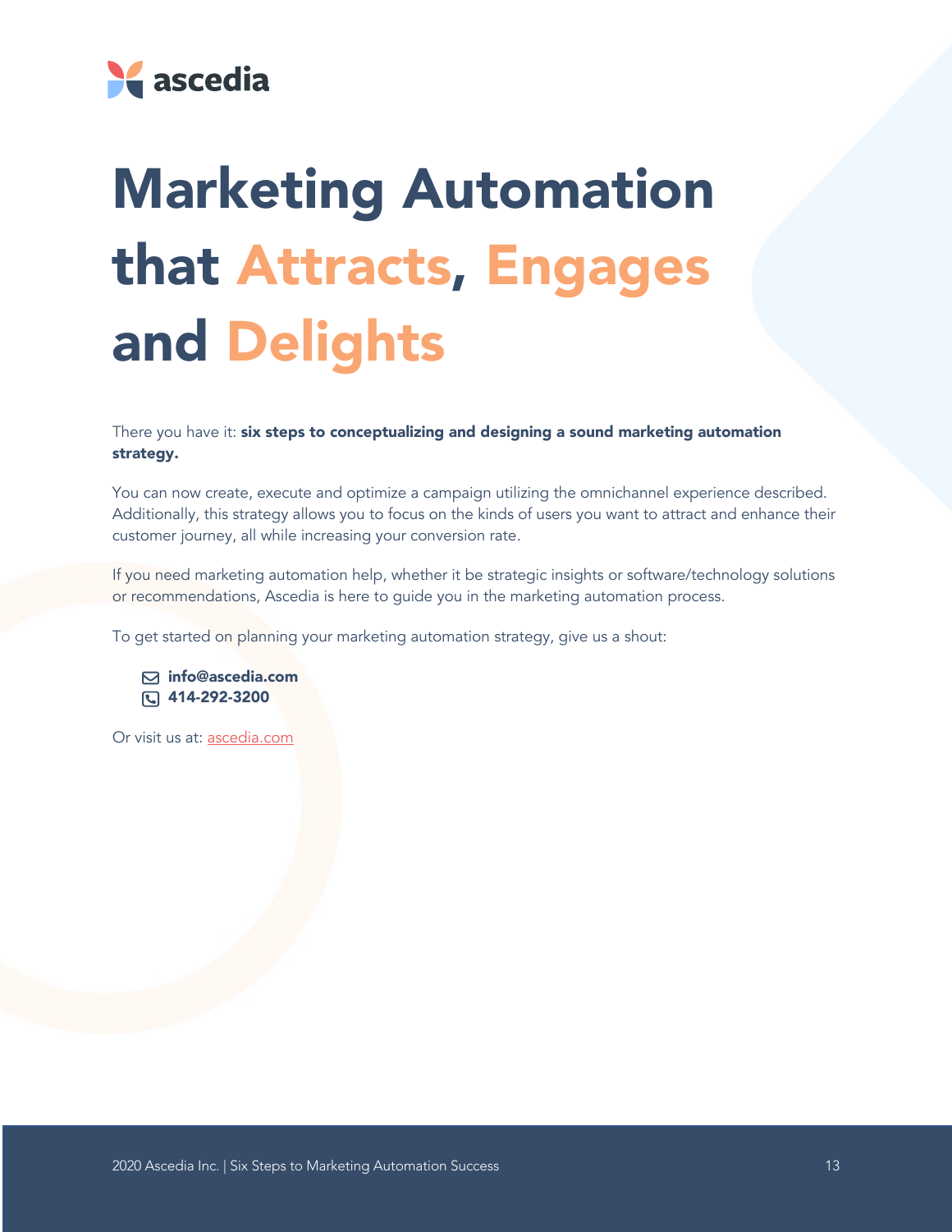ascedia

# Marketing Automation that Attracts, Engages and Delights

There you have it: **six steps to conceptualizing and designing a sound marketing automation strategy.**

You can now create, execute and optimize a campaign utilizing the omnichannel experience described. Additionally, this strategy allows you to focus on the kinds of users you want to attract and enhance their customer journey, all while increasing your conversion rate.

If you need marketing automation help, whether it be strategic insights or software/technology solutions or recommendations, Ascedia is here to guide you in the marketing automation process.

To get started on planning your marketing automation strategy, give us a shout:

**info@ascedia.com**
**414-292-3200**

Or visit us at: [ascedia.com](ascedia.com)